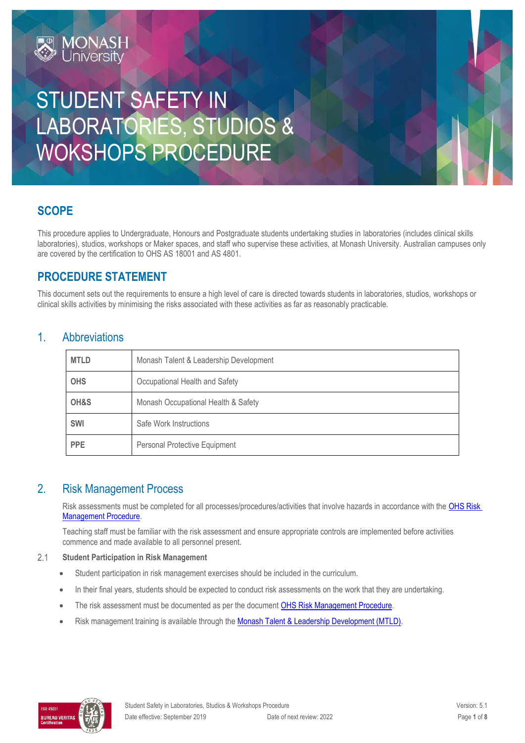# STUDENT SAFETY IN LABORATORIES, STUDIOS & WOKSHOPS PROCEDURE

## SCOPE

This procedure applies to Undergraduate, Honours and Postgraduate students undertaking studies in laboratories (includes clinical skills laboratories), studios, workshops or Maker spaces, and staff who supervise these activities, at Monash University. Australian campuses only are covered by the certification to OHS AS 18001 and AS 4801.

## PROCEDURE STATEMENT

This document sets out the requirements to ensure a high level of care is directed towards students in laboratories, studios, workshops or clinical skills activities by minimising the risks associated with these activities as far as reasonably practicable.

## 1. Abbreviations

| | |
|---|---|
| **MTLD** | Monash Talent & Leadership Development |
| **OHS** | Occupational Health and Safety |
| **OH&S** | Monash Occupational Health & Safety |
| **SWI** | Safe Work Instructions |
| **PPE** | Personal Protective Equipment |

## 2. Risk Management Process

Risk assessments must be completed for all processes/procedures/activities that involve hazards in accordance with the OHS Risk Management Procedure.

Teaching staff must be familiar with the risk assessment and ensure appropriate controls are implemented before activities commence and made available to all personnel present.

### 2.1 Student Participation in Risk Management

- Student participation in risk management exercises should be included in the curriculum.
- In their final years, students should be expected to conduct risk assessments on the work that they are undertaking.
- The risk assessment must be documented as per the document OHS Risk Management Procedure.
- Risk management training is available through the Monash Talent & Leadership Development (MTLD).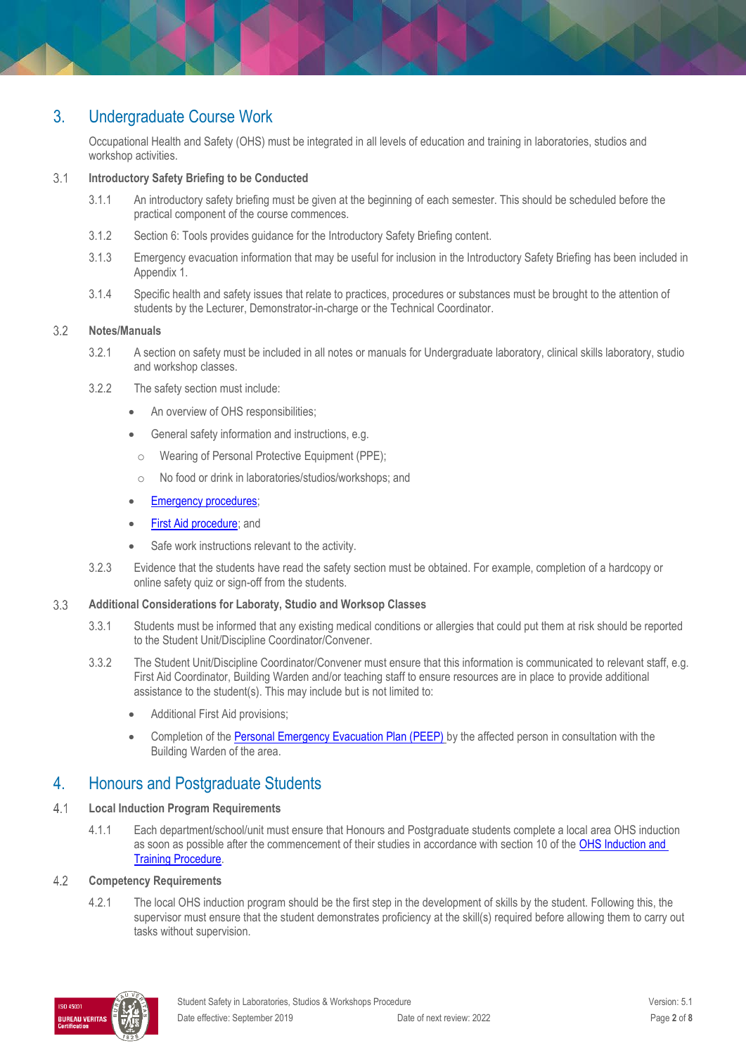## 3. Undergraduate Course Work

Occupational Health and Safety (OHS) must be integrated in all levels of education and training in laboratories, studios and workshop activities.

### 3.1 Introductory Safety Briefing to be Conducted

3.1.1 An introductory safety briefing must be given at the beginning of each semester. This should be scheduled before the practical component of the course commences.

3.1.2 Section 6: Tools provides guidance for the Introductory Safety Briefing content.

3.1.3 Emergency evacuation information that may be useful for inclusion in the Introductory Safety Briefing has been included in Appendix 1.

3.1.4 Specific health and safety issues that relate to practices, procedures or substances must be brought to the attention of students by the Lecturer, Demonstrator-in-charge or the Technical Coordinator.

### 3.2 Notes/Manuals

3.2.1 A section on safety must be included in all notes or manuals for Undergraduate laboratory, clinical skills laboratory, studio and workshop classes.

3.2.2 The safety section must include:

- An overview of OHS responsibilities;
- General safety information and instructions, e.g.
  - Wearing of Personal Protective Equipment (PPE);
  - No food or drink in laboratories/studios/workshops; and
- Emergency procedures;
- First Aid procedure; and
- Safe work instructions relevant to the activity.

3.2.3 Evidence that the students have read the safety section must be obtained. For example, completion of a hardcopy or online safety quiz or sign-off from the students.

### 3.3 Additional Considerations for Laboraty, Studio and Worksop Classes

3.3.1 Students must be informed that any existing medical conditions or allergies that could put them at risk should be reported to the Student Unit/Discipline Coordinator/Convener.

3.3.2 The Student Unit/Discipline Coordinator/Convener must ensure that this information is communicated to relevant staff, e.g. First Aid Coordinator, Building Warden and/or teaching staff to ensure resources are in place to provide additional assistance to the student(s). This may include but is not limited to:

- Additional First Aid provisions;
- Completion of the Personal Emergency Evacuation Plan (PEEP) by the affected person in consultation with the Building Warden of the area.

## 4. Honours and Postgraduate Students

### 4.1 Local Induction Program Requirements

4.1.1 Each department/school/unit must ensure that Honours and Postgraduate students complete a local area OHS induction as soon as possible after the commencement of their studies in accordance with section 10 of the OHS Induction and Training Procedure.

### 4.2 Competency Requirements

4.2.1 The local OHS induction program should be the first step in the development of skills by the student. Following this, the supervisor must ensure that the student demonstrates proficiency at the skill(s) required before allowing them to carry out tasks without supervision.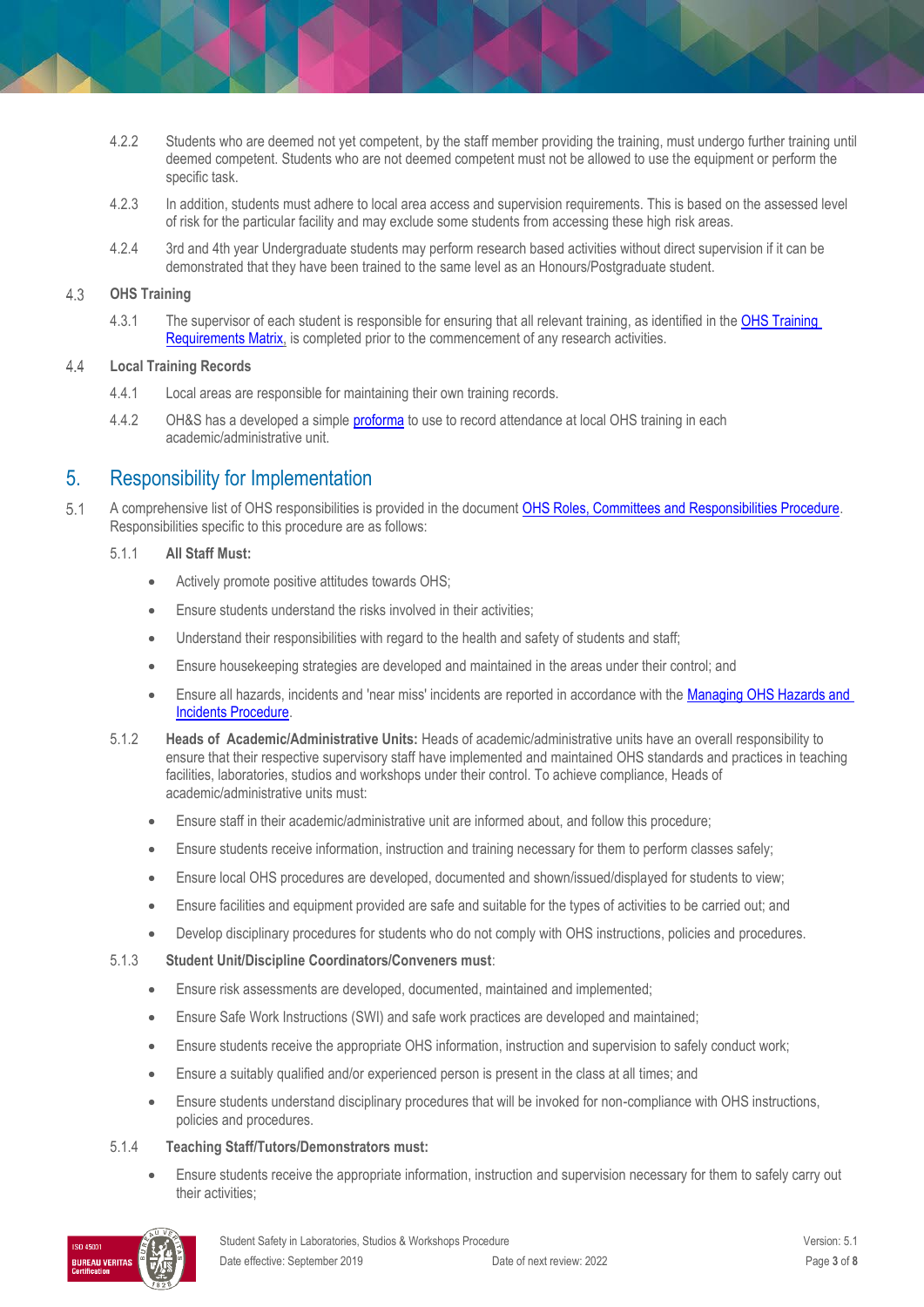4.2.2 Students who are deemed not yet competent, by the staff member providing the training, must undergo further training until deemed competent. Students who are not deemed competent must not be allowed to use the equipment or perform the specific task.

4.2.3 In addition, students must adhere to local area access and supervision requirements. This is based on the assessed level of risk for the particular facility and may exclude some students from accessing these high risk areas.

4.2.4 3rd and 4th year Undergraduate students may perform research based activities without direct supervision if it can be demonstrated that they have been trained to the same level as an Honours/Postgraduate student.

### 4.3 OHS Training

4.3.1 The supervisor of each student is responsible for ensuring that all relevant training, as identified in the OHS Training Requirements Matrix, is completed prior to the commencement of any research activities.

### 4.4 Local Training Records

4.4.1 Local areas are responsible for maintaining their own training records.

4.4.2 OH&S has a developed a simple proforma to use to record attendance at local OHS training in each academic/administrative unit.

## 5. Responsibility for Implementation

5.1 A comprehensive list of OHS responsibilities is provided in the document OHS Roles, Committees and Responsibilities Procedure. Responsibilities specific to this procedure are as follows:

5.1.1 **All Staff Must:**

- Actively promote positive attitudes towards OHS;
- Ensure students understand the risks involved in their activities;
- Understand their responsibilities with regard to the health and safety of students and staff;
- Ensure housekeeping strategies are developed and maintained in the areas under their control; and
- Ensure all hazards, incidents and 'near miss' incidents are reported in accordance with the Managing OHS Hazards and Incidents Procedure.

5.1.2 **Heads of Academic/Administrative Units:** Heads of academic/administrative units have an overall responsibility to ensure that their respective supervisory staff have implemented and maintained OHS standards and practices in teaching facilities, laboratories, studios and workshops under their control. To achieve compliance, Heads of academic/administrative units must:

- Ensure staff in their academic/administrative unit are informed about, and follow this procedure;
- Ensure students receive information, instruction and training necessary for them to perform classes safely;
- Ensure local OHS procedures are developed, documented and shown/issued/displayed for students to view;
- Ensure facilities and equipment provided are safe and suitable for the types of activities to be carried out; and
- Develop disciplinary procedures for students who do not comply with OHS instructions, policies and procedures.

5.1.3 **Student Unit/Discipline Coordinators/Conveners must**:

- Ensure risk assessments are developed, documented, maintained and implemented;
- Ensure Safe Work Instructions (SWI) and safe work practices are developed and maintained;
- Ensure students receive the appropriate OHS information, instruction and supervision to safely conduct work;
- Ensure a suitably qualified and/or experienced person is present in the class at all times; and
- Ensure students understand disciplinary procedures that will be invoked for non-compliance with OHS instructions, policies and procedures.

5.1.4 **Teaching Staff/Tutors/Demonstrators must:**

- Ensure students receive the appropriate information, instruction and supervision necessary for them to safely carry out their activities;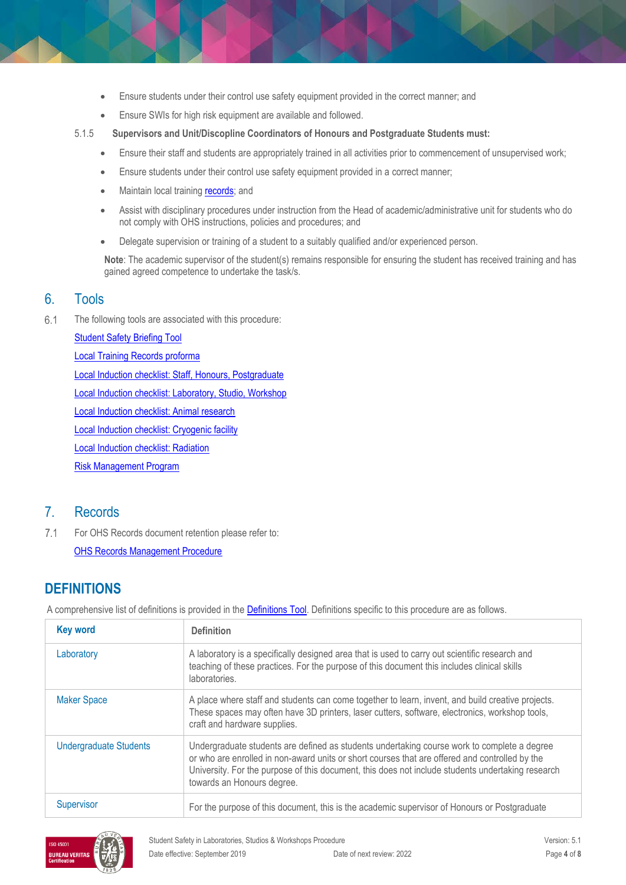- Ensure students under their control use safety equipment provided in the correct manner; and
- Ensure SWIs for high risk equipment are available and followed.

5.1.5 **Supervisors and Unit/Discopline Coordinators of Honours and Postgraduate Students must:**

- Ensure their staff and students are appropriately trained in all activities prior to commencement of unsupervised work;
- Ensure students under their control use safety equipment provided in a correct manner;
- Maintain local training records; and
- Assist with disciplinary procedures under instruction from the Head of academic/administrative unit for students who do not comply with OHS instructions, policies and procedures; and
- Delegate supervision or training of a student to a suitably qualified and/or experienced person.

**Note**: The academic supervisor of the student(s) remains responsible for ensuring the student has received training and has gained agreed competence to undertake the task/s.

## 6. Tools

6.1 The following tools are associated with this procedure:

Student Safety Briefing Tool

Local Training Records proforma

Local Induction checklist: Staff, Honours, Postgraduate

Local Induction checklist: Laboratory, Studio, Workshop

Local Induction checklist: Animal research

Local Induction checklist: Cryogenic facility

Local Induction checklist: Radiation

Risk Management Program

## 7. Records

7.1 For OHS Records document retention please refer to:

OHS Records Management Procedure

## DEFINITIONS

A comprehensive list of definitions is provided in the Definitions Tool. Definitions specific to this procedure are as follows.

| Key word | Definition |
| --- | --- |
| Laboratory | A laboratory is a specifically designed area that is used to carry out scientific research and teaching of these practices. For the purpose of this document this includes clinical skills laboratories. |
| Maker Space | A place where staff and students can come together to learn, invent, and build creative projects. These spaces may often have 3D printers, laser cutters, software, electronics, workshop tools, craft and hardware supplies. |
| Undergraduate Students | Undergraduate students are defined as students undertaking course work to complete a degree or who are enrolled in non-award units or short courses that are offered and controlled by the University. For the purpose of this document, this does not include students undertaking research towards an Honours degree. |
| Supervisor | For the purpose of this document, this is the academic supervisor of Honours or Postgraduate |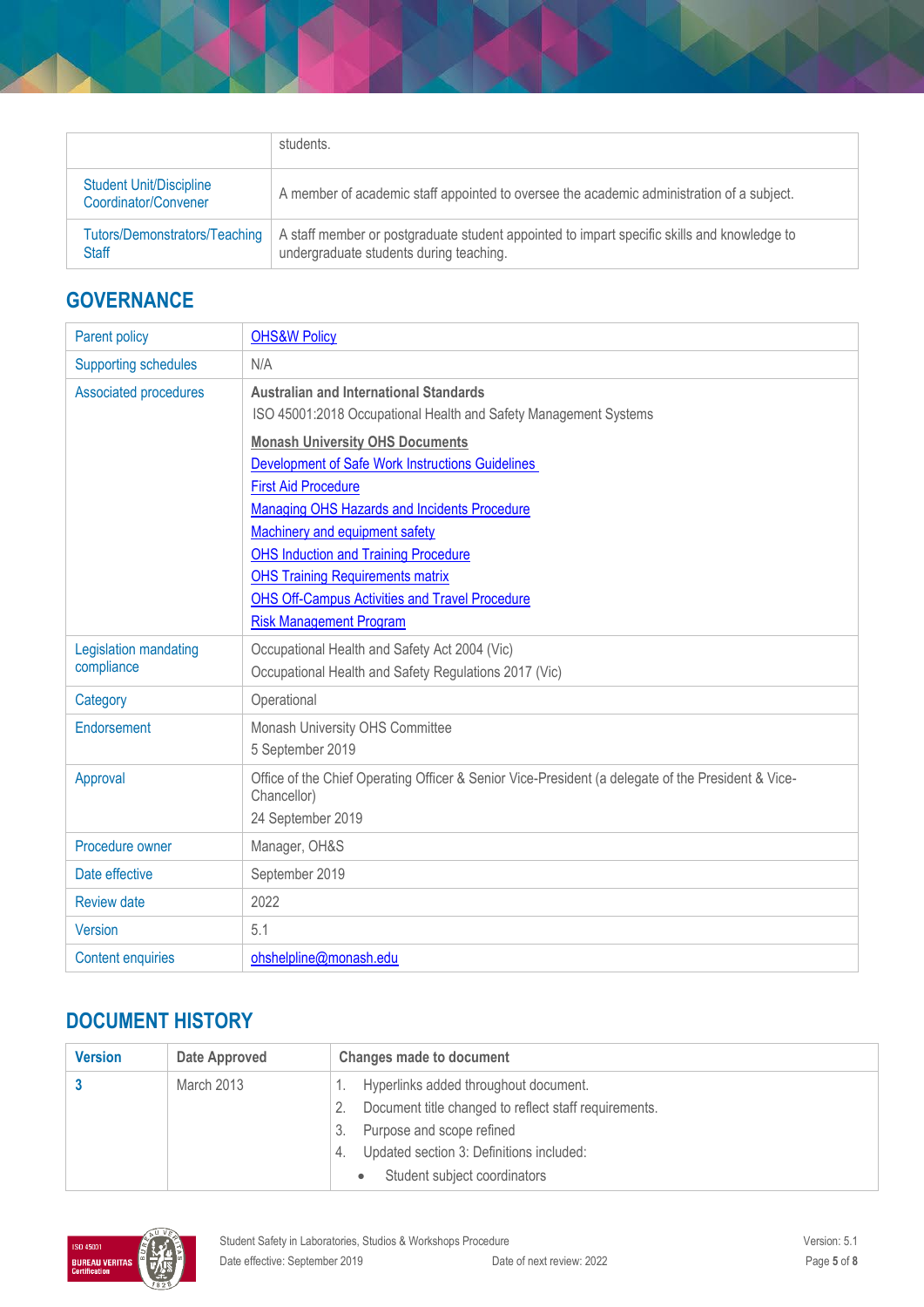|  |  |
|---|---|
|  | students. |
| Student Unit/Discipline Coordinator/Convener | A member of academic staff appointed to oversee the academic administration of a subject. |
| Tutors/Demonstrators/Teaching Staff | A staff member or postgraduate student appointed to impart specific skills and knowledge to undergraduate students during teaching. |

## GOVERNANCE

|  |  |
|---|---|
| Parent policy | OHS&W Policy |
| Supporting schedules | N/A |
| Associated procedures | **Australian and International Standards**<br>ISO 45001:2018 Occupational Health and Safety Management Systems<br>**Monash University OHS Documents**<br>Development of Safe Work Instructions Guidelines<br>First Aid Procedure<br>Managing OHS Hazards and Incidents Procedure<br>Machinery and equipment safety<br>OHS Induction and Training Procedure<br>OHS Training Requirements matrix<br>OHS Off-Campus Activities and Travel Procedure<br>Risk Management Program |
| Legislation mandating compliance | Occupational Health and Safety Act 2004 (Vic)<br>Occupational Health and Safety Regulations 2017 (Vic) |
| Category | Operational |
| Endorsement | Monash University OHS Committee<br>5 September 2019 |
| Approval | Office of the Chief Operating Officer & Senior Vice-President (a delegate of the President & Vice-Chancellor)<br>24 September 2019 |
| Procedure owner | Manager, OH&S |
| Date effective | September 2019 |
| Review date | 2022 |
| Version | 5.1 |
| Content enquiries | ohshelpline@monash.edu |

## DOCUMENT HISTORY

| Version | Date Approved | Changes made to document |
|---|---|---|
| 3 | March 2013 | 1. Hyperlinks added throughout document.<br>2. Document title changed to reflect staff requirements.<br>3. Purpose and scope refined<br>4. Updated section 3: Definitions included:<br>• Student subject coordinators |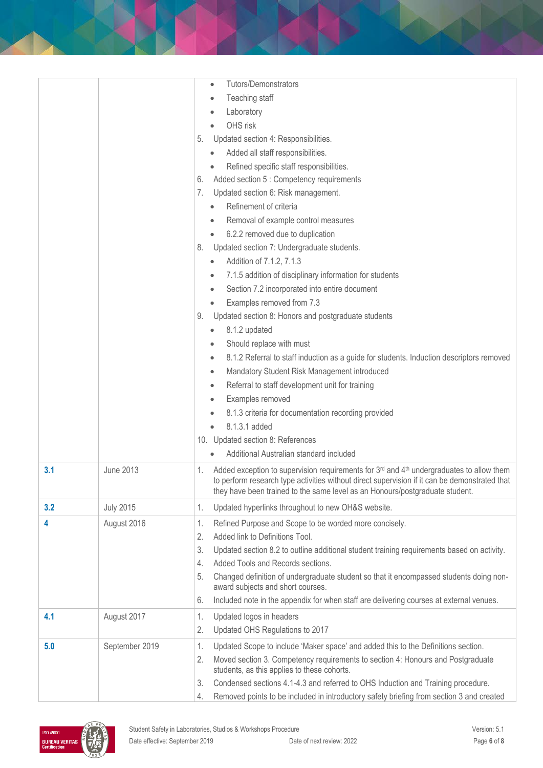| | | |
|---|---|---|
| | | • Tutors/Demonstrators<br>• Teaching staff<br>• Laboratory<br>• OHS risk<br>5. Updated section 4: Responsibilities.<br>• Added all staff responsibilities.<br>• Refined specific staff responsibilities.<br>6. Added section 5 : Competency requirements<br>7. Updated section 6: Risk management.<br>• Refinement of criteria<br>• Removal of example control measures<br>• 6.2.2 removed due to duplication<br>8. Updated section 7: Undergraduate students.<br>• Addition of 7.1.2, 7.1.3<br>• 7.1.5 addition of disciplinary information for students<br>• Section 7.2 incorporated into entire document<br>• Examples removed from 7.3<br>9. Updated section 8: Honors and postgraduate students<br>• 8.1.2 updated<br>• Should replace with must<br>• 8.1.2 Referral to staff induction as a guide for students. Induction descriptors removed<br>• Mandatory Student Risk Management introduced<br>• Referral to staff development unit for training<br>• Examples removed<br>• 8.1.3 criteria for documentation recording provided<br>• 8.1.3.1 added<br>10. Updated section 8: References<br>• Additional Australian standard included |
| **3.1** | June 2013 | 1. Added exception to supervision requirements for 3rd and 4th undergraduates to allow them to perform research type activities without direct supervision if it can be demonstrated that they have been trained to the same level as an Honours/postgraduate student. |
| **3.2** | July 2015 | 1. Updated hyperlinks throughout to new OH&S website. |
| **4** | August 2016 | 1. Refined Purpose and Scope to be worded more concisely.<br>2. Added link to Definitions Tool.<br>3. Updated section 8.2 to outline additional student training requirements based on activity.<br>4. Added Tools and Records sections.<br>5. Changed definition of undergraduate student so that it encompassed students doing non-award subjects and short courses.<br>6. Included note in the appendix for when staff are delivering courses at external venues. |
| **4.1** | August 2017 | 1. Updated logos in headers<br>2. Updated OHS Regulations to 2017 |
| **5.0** | September 2019 | 1. Updated Scope to include 'Maker space' and added this to the Definitions section.<br>2. Moved section 3. Competency requirements to section 4: Honours and Postgraduate students, as this applies to these cohorts.<br>3. Condensed sections 4.1-4.3 and referred to OHS Induction and Training procedure.<br>4. Removed points to be included in introductory safety briefing from section 3 and created |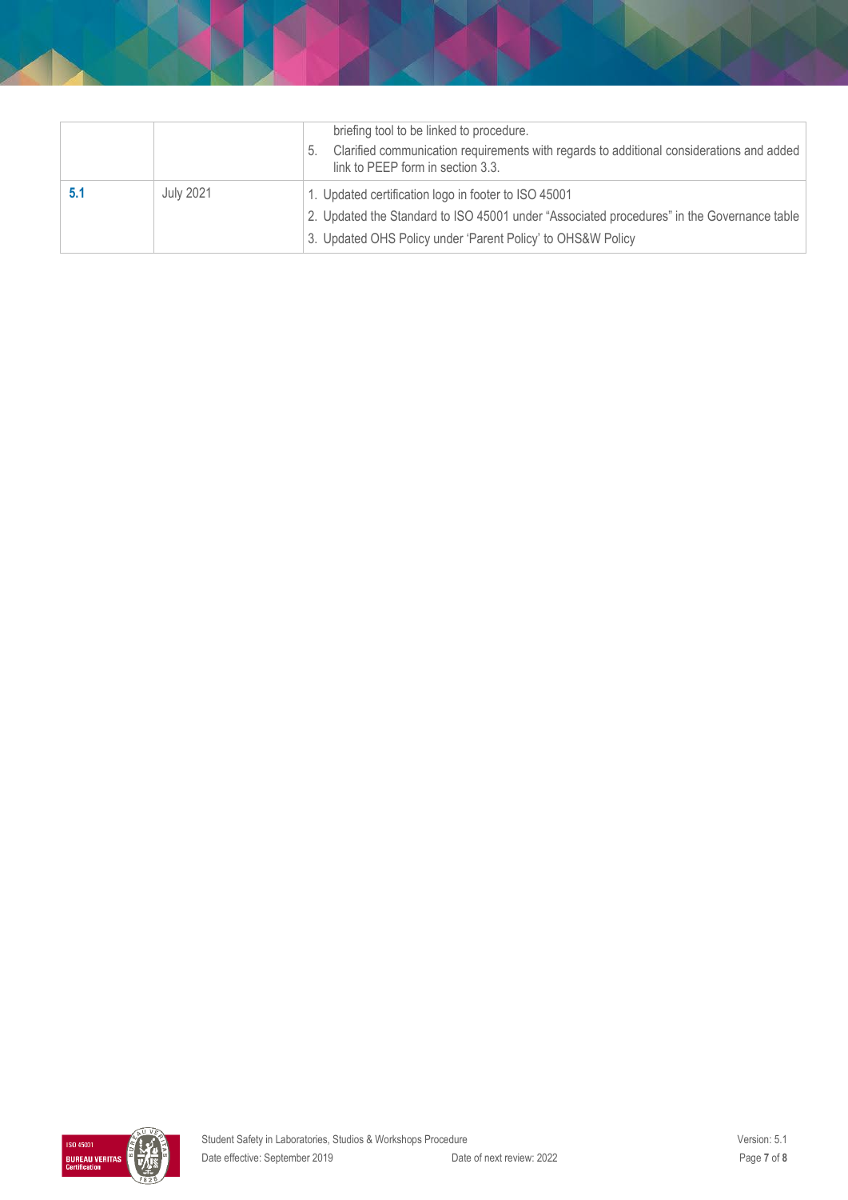|  |  |  |
|---|---|---|
|  |  | briefing tool to be linked to procedure.<br>5. Clarified communication requirements with regards to additional considerations and added link to PEEP form in section 3.3. |
| **5.1** | July 2021 | 1. Updated certification logo in footer to ISO 45001<br>2. Updated the Standard to ISO 45001 under "Associated procedures" in the Governance table<br>3. Updated OHS Policy under 'Parent Policy' to OHS&W Policy |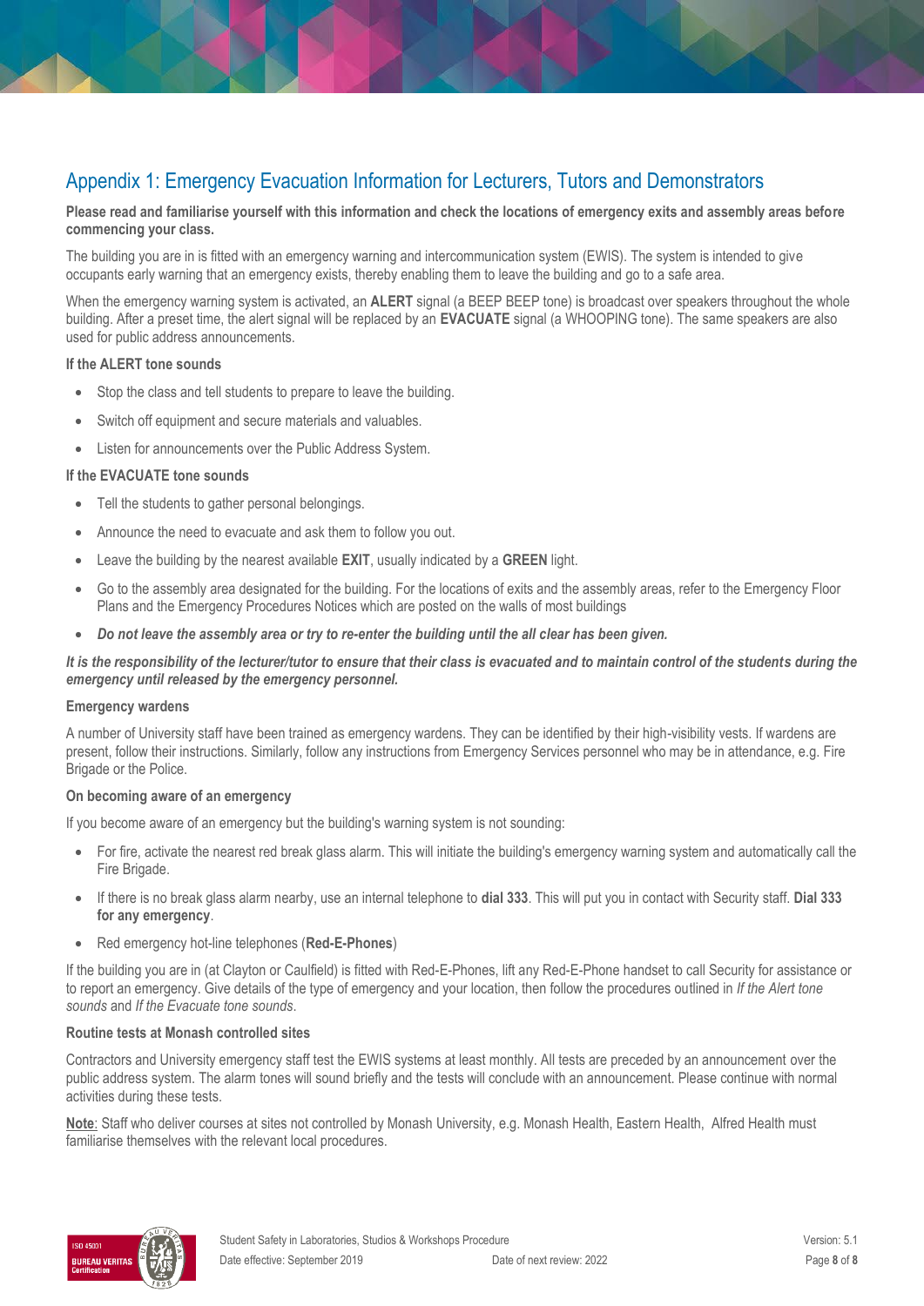## Appendix 1: Emergency Evacuation Information for Lecturers, Tutors and Demonstrators

**Please read and familiarise yourself with this information and check the locations of emergency exits and assembly areas before commencing your class.**

The building you are in is fitted with an emergency warning and intercommunication system (EWIS). The system is intended to give occupants early warning that an emergency exists, thereby enabling them to leave the building and go to a safe area.

When the emergency warning system is activated, an **ALERT** signal (a BEEP BEEP tone) is broadcast over speakers throughout the whole building. After a preset time, the alert signal will be replaced by an **EVACUATE** signal (a WHOOPING tone). The same speakers are also used for public address announcements.

**If the ALERT tone sounds**

- Stop the class and tell students to prepare to leave the building.
- Switch off equipment and secure materials and valuables.
- Listen for announcements over the Public Address System.

**If the EVACUATE tone sounds**

- Tell the students to gather personal belongings.
- Announce the need to evacuate and ask them to follow you out.
- Leave the building by the nearest available **EXIT**, usually indicated by a **GREEN** light.
- Go to the assembly area designated for the building. For the locations of exits and the assembly areas, refer to the Emergency Floor Plans and the Emergency Procedures Notices which are posted on the walls of most buildings
- ***Do not leave the assembly area or try to re-enter the building until the all clear has been given.***

***It is the responsibility of the lecturer/tutor to ensure that their class is evacuated and to maintain control of the students during the emergency until released by the emergency personnel.***

**Emergency wardens**

A number of University staff have been trained as emergency wardens. They can be identified by their high-visibility vests. If wardens are present, follow their instructions. Similarly, follow any instructions from Emergency Services personnel who may be in attendance, e.g. Fire Brigade or the Police.

**On becoming aware of an emergency**

If you become aware of an emergency but the building's warning system is not sounding:

- For fire, activate the nearest red break glass alarm. This will initiate the building's emergency warning system and automatically call the Fire Brigade.
- If there is no break glass alarm nearby, use an internal telephone to **dial 333**. This will put you in contact with Security staff. **Dial 333 for any emergency**.
- Red emergency hot-line telephones (**Red-E-Phones**)

If the building you are in (at Clayton or Caulfield) is fitted with Red-E-Phones, lift any Red-E-Phone handset to call Security for assistance or to report an emergency. Give details of the type of emergency and your location, then follow the procedures outlined in *If the Alert tone sounds* and *If the Evacuate tone sounds*.

**Routine tests at Monash controlled sites**

Contractors and University emergency staff test the EWIS systems at least monthly. All tests are preceded by an announcement over the public address system. The alarm tones will sound briefly and the tests will conclude with an announcement. Please continue with normal activities during these tests.

**Note**: Staff who deliver courses at sites not controlled by Monash University, e.g. Monash Health, Eastern Health, Alfred Health must familiarise themselves with the relevant local procedures.